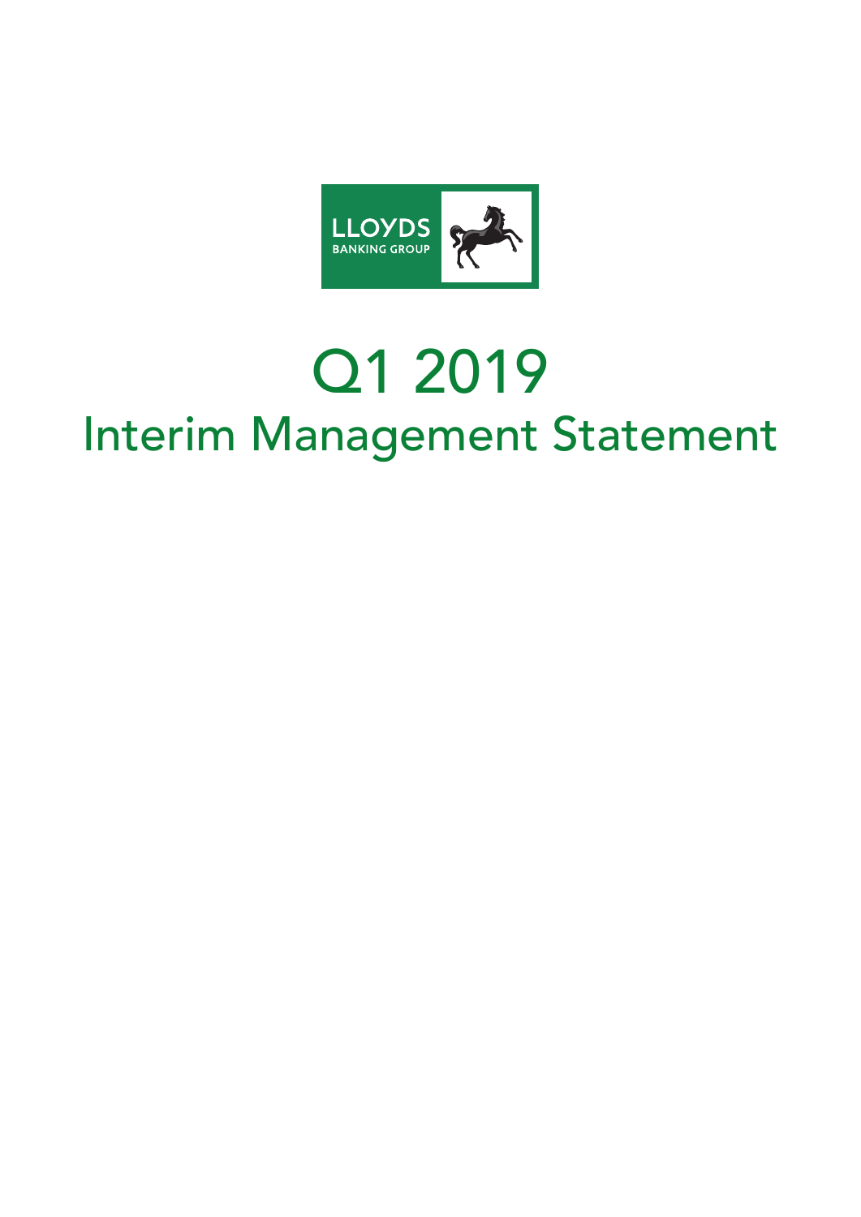LLOYDS BANKING GROUP

# Q1 2019

# Interim Management Statement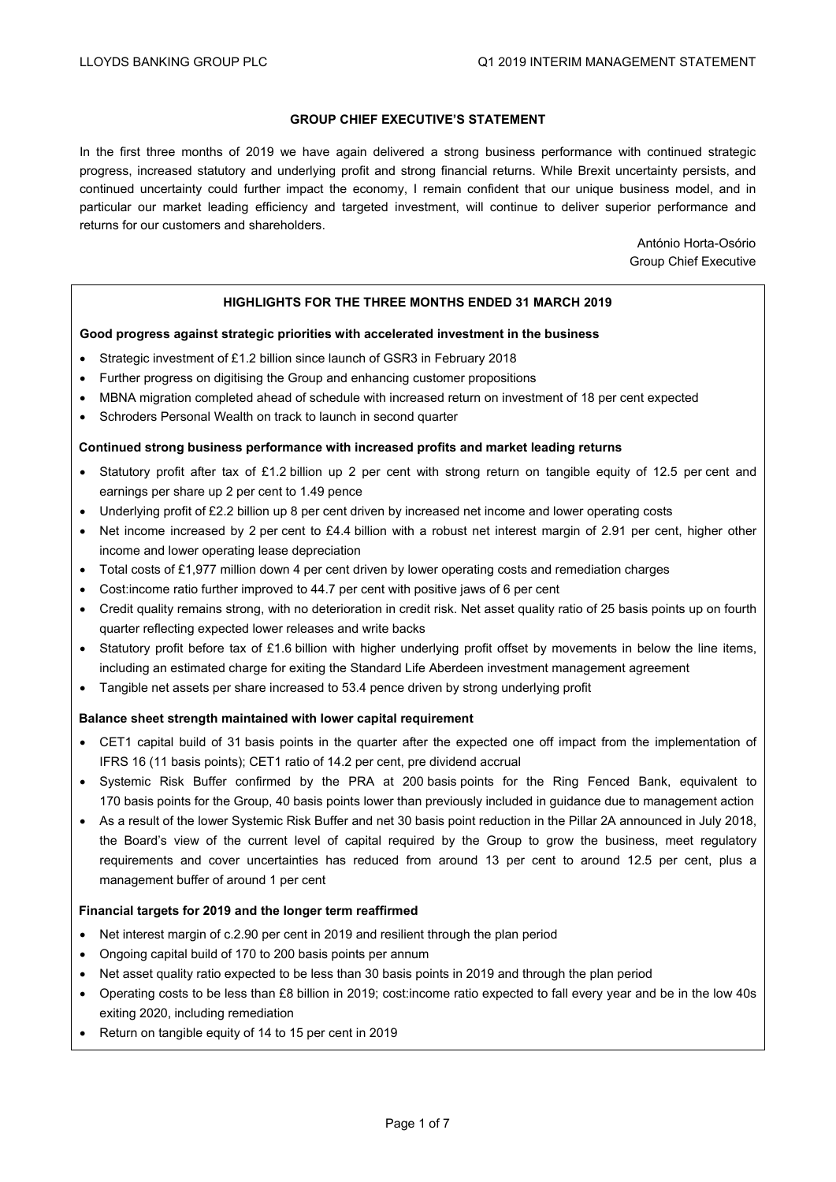## GROUP CHIEF EXECUTIVE'S STATEMENT

In the first three months of 2019 we have again delivered a strong business performance with continued strategic progress, increased statutory and underlying profit and strong financial returns. While Brexit uncertainty persists, and continued uncertainty could further impact the economy, I remain confident that our unique business model, and in particular our market leading efficiency and targeted investment, will continue to deliver superior performance and returns for our customers and shareholders.

António Horta-Osório
Group Chief Executive

## HIGHLIGHTS FOR THE THREE MONTHS ENDED 31 MARCH 2019

**Good progress against strategic priorities with accelerated investment in the business**

- Strategic investment of £1.2 billion since launch of GSR3 in February 2018
- Further progress on digitising the Group and enhancing customer propositions
- MBNA migration completed ahead of schedule with increased return on investment of 18 per cent expected
- Schroders Personal Wealth on track to launch in second quarter

**Continued strong business performance with increased profits and market leading returns**

- Statutory profit after tax of £1.2 billion up 2 per cent with strong return on tangible equity of 12.5 per cent and earnings per share up 2 per cent to 1.49 pence
- Underlying profit of £2.2 billion up 8 per cent driven by increased net income and lower operating costs
- Net income increased by 2 per cent to £4.4 billion with a robust net interest margin of 2.91 per cent, higher other income and lower operating lease depreciation
- Total costs of £1,977 million down 4 per cent driven by lower operating costs and remediation charges
- Cost:income ratio further improved to 44.7 per cent with positive jaws of 6 per cent
- Credit quality remains strong, with no deterioration in credit risk. Net asset quality ratio of 25 basis points up on fourth quarter reflecting expected lower releases and write backs
- Statutory profit before tax of £1.6 billion with higher underlying profit offset by movements in below the line items, including an estimated charge for exiting the Standard Life Aberdeen investment management agreement
- Tangible net assets per share increased to 53.4 pence driven by strong underlying profit

**Balance sheet strength maintained with lower capital requirement**

- CET1 capital build of 31 basis points in the quarter after the expected one off impact from the implementation of IFRS 16 (11 basis points); CET1 ratio of 14.2 per cent, pre dividend accrual
- Systemic Risk Buffer confirmed by the PRA at 200 basis points for the Ring Fenced Bank, equivalent to 170 basis points for the Group, 40 basis points lower than previously included in guidance due to management action
- As a result of the lower Systemic Risk Buffer and net 30 basis point reduction in the Pillar 2A announced in July 2018, the Board's view of the current level of capital required by the Group to grow the business, meet regulatory requirements and cover uncertainties has reduced from around 13 per cent to around 12.5 per cent, plus a management buffer of around 1 per cent

**Financial targets for 2019 and the longer term reaffirmed**

- Net interest margin of c.2.90 per cent in 2019 and resilient through the plan period
- Ongoing capital build of 170 to 200 basis points per annum
- Net asset quality ratio expected to be less than 30 basis points in 2019 and through the plan period
- Operating costs to be less than £8 billion in 2019; cost:income ratio expected to fall every year and be in the low 40s exiting 2020, including remediation
- Return on tangible equity of 14 to 15 per cent in 2019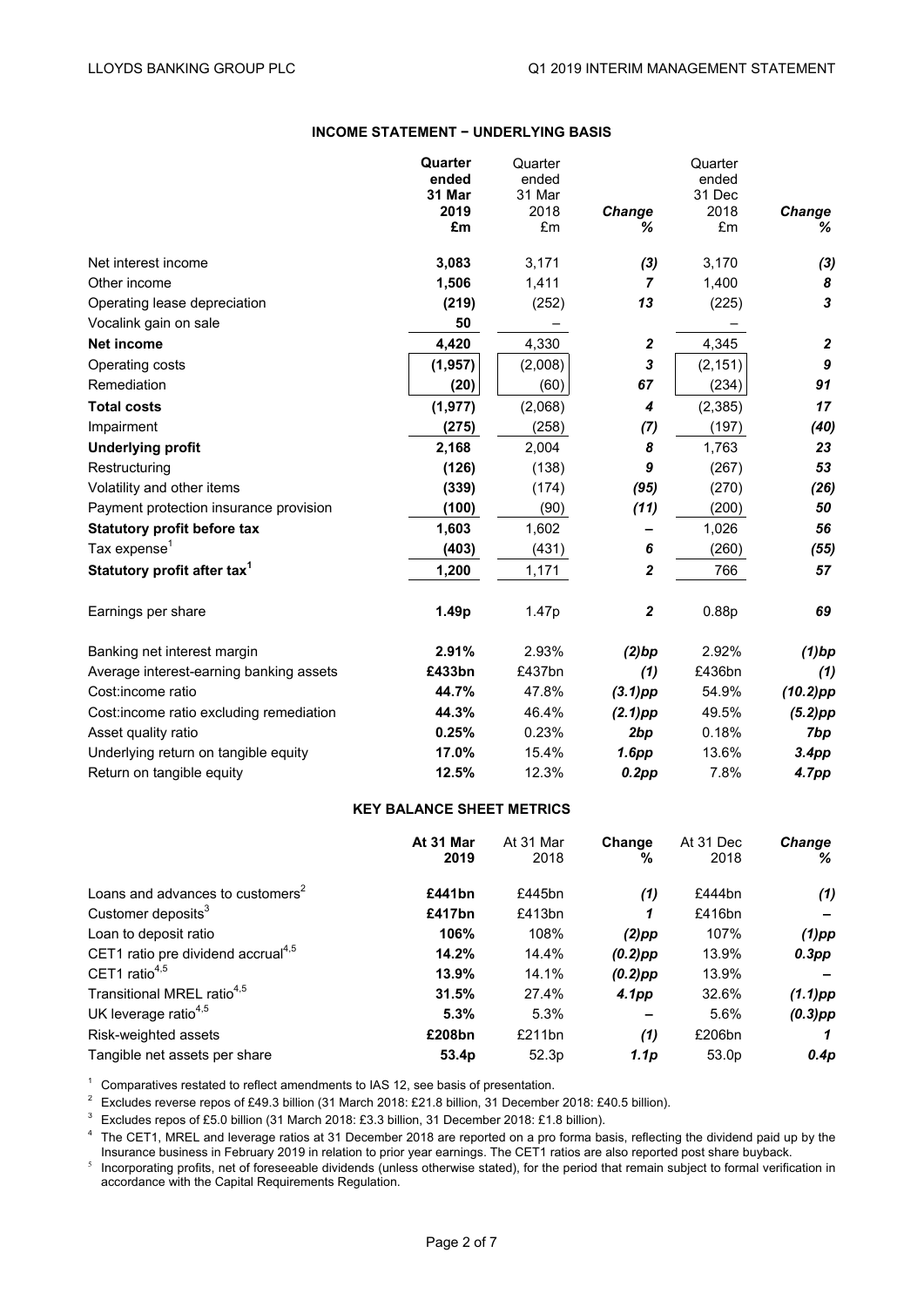## INCOME STATEMENT − UNDERLYING BASIS

| | **Quarter ended 31 Mar 2019 £m** | Quarter ended 31 Mar 2018 £m | ***Change %*** | Quarter ended 31 Dec 2018 £m | ***Change %*** |
|---|---|---|---|---|---|
| Net interest income | **3,083** | 3,171 | ***(3)*** | 3,170 | ***(3)*** |
| Other income | **1,506** | 1,411 | ***7*** | 1,400 | ***8*** |
| Operating lease depreciation | **(219)** | (252) | ***13*** | (225) | ***3*** |
| Vocalink gain on sale | **50** | – | | – | |
| **Net income** | **4,420** | 4,330 | ***2*** | 4,345 | ***2*** |
| Operating costs | **(1,957)** | (2,008) | ***3*** | (2,151) | ***9*** |
| Remediation | **(20)** | (60) | ***67*** | (234) | ***91*** |
| **Total costs** | **(1,977)** | (2,068) | ***4*** | (2,385) | ***17*** |
| Impairment | **(275)** | (258) | ***(7)*** | (197) | ***(40)*** |
| **Underlying profit** | **2,168** | 2,004 | ***8*** | 1,763 | ***23*** |
| Restructuring | **(126)** | (138) | ***9*** | (267) | ***53*** |
| Volatility and other items | **(339)** | (174) | ***(95)*** | (270) | ***(26)*** |
| Payment protection insurance provision | **(100)** | (90) | ***(11)*** | (200) | ***50*** |
| **Statutory profit before tax** | **1,603** | 1,602 | ***–*** | 1,026 | ***56*** |
| Tax expense[1] | **(403)** | (431) | ***6*** | (260) | ***(55)*** |
| **Statutory profit after tax[1]** | **1,200** | 1,171 | ***2*** | 766 | ***57*** |
| | | | | | |
| Earnings per share | **1.49p** | 1.47p | ***2*** | 0.88p | ***69*** |
| | | | | | |
| Banking net interest margin | **2.91%** | 2.93% | ***(2)bp*** | 2.92% | ***(1)bp*** |
| Average interest-earning banking assets | **£433bn** | £437bn | ***(1)*** | £436bn | ***(1)*** |
| Cost:income ratio | **44.7%** | 47.8% | ***(3.1)pp*** | 54.9% | ***(10.2)pp*** |
| Cost:income ratio excluding remediation | **44.3%** | 46.4% | ***(2.1)pp*** | 49.5% | ***(5.2)pp*** |
| Asset quality ratio | **0.25%** | 0.23% | ***2bp*** | 0.18% | ***7bp*** |
| Underlying return on tangible equity | **17.0%** | 15.4% | ***1.6pp*** | 13.6% | ***3.4pp*** |
| Return on tangible equity | **12.5%** | 12.3% | ***0.2pp*** | 7.8% | ***4.7pp*** |

## KEY BALANCE SHEET METRICS

| | **At 31 Mar 2019** | At 31 Mar 2018 | **Change %** | At 31 Dec 2018 | ***Change %*** |
|---|---|---|---|---|---|
| Loans and advances to customers[2] | **£441bn** | £445bn | ***(1)*** | £444bn | ***(1)*** |
| Customer deposits[3] | **£417bn** | £413bn | ***1*** | £416bn | ***–*** |
| Loan to deposit ratio | **106%** | 108% | ***(2)pp*** | 107% | ***(1)pp*** |
| CET1 ratio pre dividend accrual[4,5] | **14.2%** | 14.4% | ***(0.2)pp*** | 13.9% | ***0.3pp*** |
| CET1 ratio[4,5] | **13.9%** | 14.1% | ***(0.2)pp*** | 13.9% | ***–*** |
| Transitional MREL ratio[4,5] | **31.5%** | 27.4% | ***4.1pp*** | 32.6% | ***(1.1)pp*** |
| UK leverage ratio[4,5] | **5.3%** | 5.3% | ***–*** | 5.6% | ***(0.3)pp*** |
| Risk-weighted assets | **£208bn** | £211bn | ***(1)*** | £206bn | ***1*** |
| Tangible net assets per share | **53.4p** | 52.3p | ***1.1p*** | 53.0p | ***0.4p*** |

[1] Comparatives restated to reflect amendments to IAS 12, see basis of presentation.

[2] Excludes reverse repos of £49.3 billion (31 March 2018: £21.8 billion, 31 December 2018: £40.5 billion).

[3] Excludes repos of £5.0 billion (31 March 2018: £3.3 billion, 31 December 2018: £1.8 billion).

[4] The CET1, MREL and leverage ratios at 31 December 2018 are reported on a pro forma basis, reflecting the dividend paid up by the Insurance business in February 2019 in relation to prior year earnings. The CET1 ratios are also reported post share buyback.

[5] Incorporating profits, net of foreseeable dividends (unless otherwise stated), for the period that remain subject to formal verification in accordance with the Capital Requirements Regulation.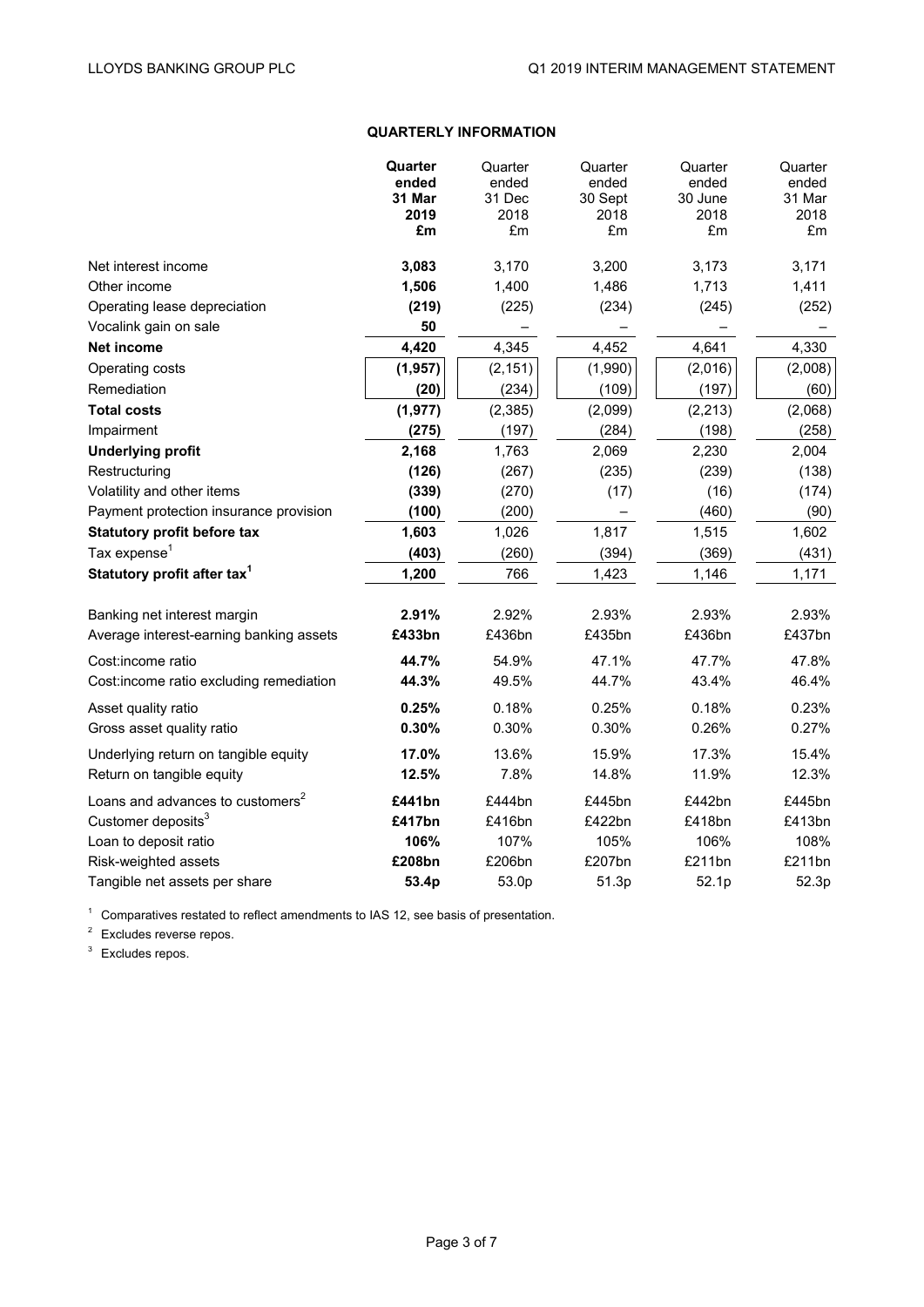## QUARTERLY INFORMATION

| | **Quarter ended 31 Mar 2019 £m** | Quarter ended 31 Dec 2018 £m | Quarter ended 30 Sept 2018 £m | Quarter ended 30 June 2018 £m | Quarter ended 31 Mar 2018 £m |
|---|---|---|---|---|---|
| Net interest income | **3,083** | 3,170 | 3,200 | 3,173 | 3,171 |
| Other income | **1,506** | 1,400 | 1,486 | 1,713 | 1,411 |
| Operating lease depreciation | **(219)** | (225) | (234) | (245) | (252) |
| Vocalink gain on sale | **50** | – | – | – | – |
| **Net income** | **4,420** | 4,345 | 4,452 | 4,641 | 4,330 |
| Operating costs | **(1,957)** | (2,151) | (1,990) | (2,016) | (2,008) |
| Remediation | **(20)** | (234) | (109) | (197) | (60) |
| **Total costs** | **(1,977)** | (2,385) | (2,099) | (2,213) | (2,068) |
| Impairment | **(275)** | (197) | (284) | (198) | (258) |
| **Underlying profit** | **2,168** | 1,763 | 2,069 | 2,230 | 2,004 |
| Restructuring | **(126)** | (267) | (235) | (239) | (138) |
| Volatility and other items | **(339)** | (270) | (17) | (16) | (174) |
| Payment protection insurance provision | **(100)** | (200) | – | (460) | (90) |
| **Statutory profit before tax** | **1,603** | 1,026 | 1,817 | 1,515 | 1,602 |
| Tax expense[1] | **(403)** | (260) | (394) | (369) | (431) |
| **Statutory profit after tax[1]** | **1,200** | 766 | 1,423 | 1,146 | 1,171 |
| | | | | | |
| Banking net interest margin | **2.91%** | 2.92% | 2.93% | 2.93% | 2.93% |
| Average interest-earning banking assets | **£433bn** | £436bn | £435bn | £436bn | £437bn |
| Cost:income ratio | **44.7%** | 54.9% | 47.1% | 47.7% | 47.8% |
| Cost:income ratio excluding remediation | **44.3%** | 49.5% | 44.7% | 43.4% | 46.4% |
| Asset quality ratio | **0.25%** | 0.18% | 0.25% | 0.18% | 0.23% |
| Gross asset quality ratio | **0.30%** | 0.30% | 0.30% | 0.26% | 0.27% |
| Underlying return on tangible equity | **17.0%** | 13.6% | 15.9% | 17.3% | 15.4% |
| Return on tangible equity | **12.5%** | 7.8% | 14.8% | 11.9% | 12.3% |
| Loans and advances to customers[2] | **£441bn** | £444bn | £445bn | £442bn | £445bn |
| Customer deposits[3] | **£417bn** | £416bn | £422bn | £418bn | £413bn |
| Loan to deposit ratio | **106%** | 107% | 105% | 106% | 108% |
| Risk-weighted assets | **£208bn** | £206bn | £207bn | £211bn | £211bn |
| Tangible net assets per share | **53.4p** | 53.0p | 51.3p | 52.1p | 52.3p |

[1] Comparatives restated to reflect amendments to IAS 12, see basis of presentation.

[2] Excludes reverse repos.

[3] Excludes repos.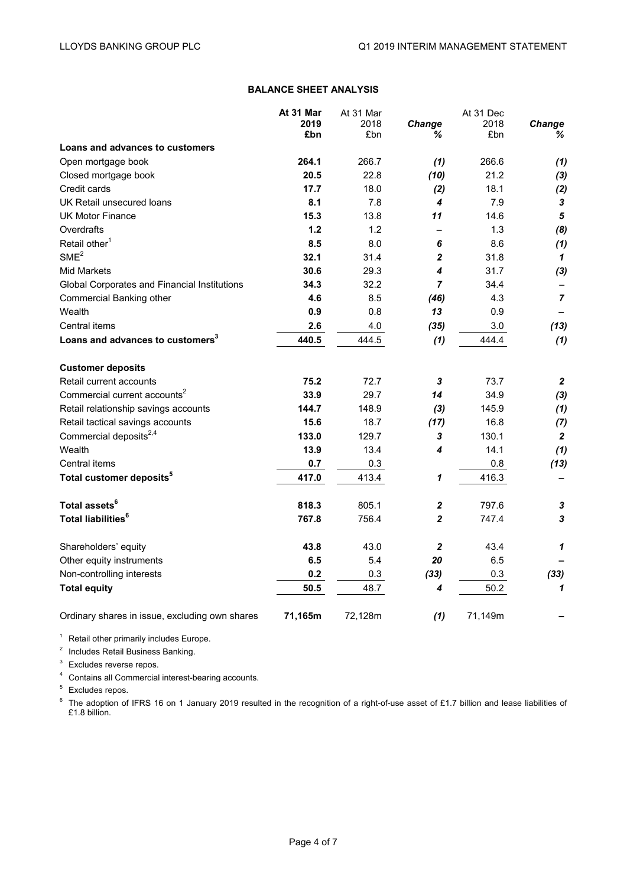## BALANCE SHEET ANALYSIS

| | At 31 Mar 2019 £bn | At 31 Mar 2018 £bn | Change % | At 31 Dec 2018 £bn | Change % |
|---|---|---|---|---|---|
| **Loans and advances to customers** | | | | | |
| Open mortgage book | **264.1** | 266.7 | *(1)* | 266.6 | *(1)* |
| Closed mortgage book | **20.5** | 22.8 | *(10)* | 21.2 | *(3)* |
| Credit cards | **17.7** | 18.0 | *(2)* | 18.1 | *(2)* |
| UK Retail unsecured loans | **8.1** | 7.8 | *4* | 7.9 | *3* |
| UK Motor Finance | **15.3** | 13.8 | *11* | 14.6 | *5* |
| Overdrafts | **1.2** | 1.2 | – | 1.3 | *(8)* |
| Retail other[1] | **8.5** | 8.0 | *6* | 8.6 | *(1)* |
| SME[2] | **32.1** | 31.4 | *2* | 31.8 | *1* |
| Mid Markets | **30.6** | 29.3 | *4* | 31.7 | *(3)* |
| Global Corporates and Financial Institutions | **34.3** | 32.2 | *7* | 34.4 | – |
| Commercial Banking other | **4.6** | 8.5 | *(46)* | 4.3 | *7* |
| Wealth | **0.9** | 0.8 | *13* | 0.9 | – |
| Central items | **2.6** | 4.0 | *(35)* | 3.0 | *(13)* |
| **Loans and advances to customers[3]** | **440.5** | 444.5 | *(1)* | 444.4 | *(1)* |
| **Customer deposits** | | | | | |
| Retail current accounts | **75.2** | 72.7 | *3* | 73.7 | *2* |
| Commercial current accounts[2] | **33.9** | 29.7 | *14* | 34.9 | *(3)* |
| Retail relationship savings accounts | **144.7** | 148.9 | *(3)* | 145.9 | *(1)* |
| Retail tactical savings accounts | **15.6** | 18.7 | *(17)* | 16.8 | *(7)* |
| Commercial deposits[2,4] | **133.0** | 129.7 | *3* | 130.1 | *2* |
| Wealth | **13.9** | 13.4 | *4* | 14.1 | *(1)* |
| Central items | **0.7** | 0.3 | | 0.8 | *(13)* |
| **Total customer deposits[5]** | **417.0** | 413.4 | *1* | 416.3 | – |
| **Total assets[6]** | **818.3** | 805.1 | *2* | 797.6 | *3* |
| **Total liabilities[6]** | **767.8** | 756.4 | *2* | 747.4 | *3* |
| Shareholders' equity | **43.8** | 43.0 | *2* | 43.4 | *1* |
| Other equity instruments | **6.5** | 5.4 | *20* | 6.5 | – |
| Non-controlling interests | **0.2** | 0.3 | *(33)* | 0.3 | *(33)* |
| **Total equity** | **50.5** | 48.7 | *4* | 50.2 | *1* |
| Ordinary shares in issue, excluding own shares | **71,165m** | 72,128m | *(1)* | 71,149m | – |

[1] Retail other primarily includes Europe.

[2] Includes Retail Business Banking.

[3] Excludes reverse repos.

[4] Contains all Commercial interest-bearing accounts.

[5] Excludes repos.

[6] The adoption of IFRS 16 on 1 January 2019 resulted in the recognition of a right-of-use asset of £1.7 billion and lease liabilities of £1.8 billion.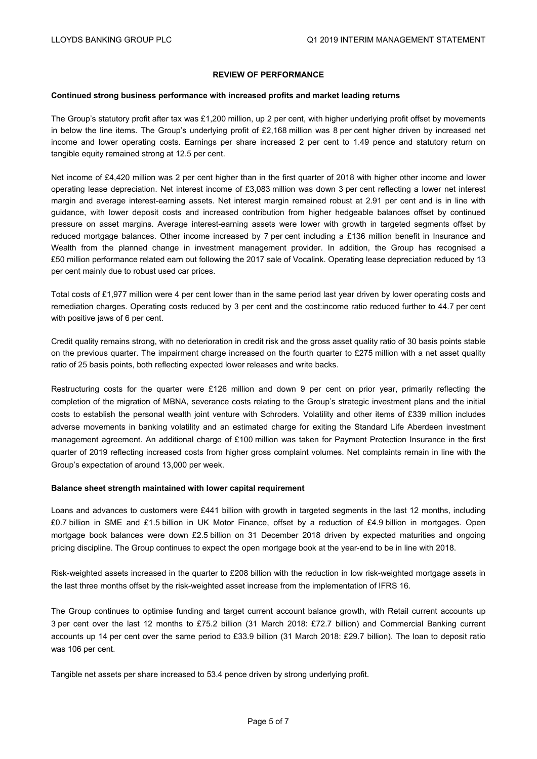## REVIEW OF PERFORMANCE

**Continued strong business performance with increased profits and market leading returns**

The Group's statutory profit after tax was £1,200 million, up 2 per cent, with higher underlying profit offset by movements in below the line items. The Group's underlying profit of £2,168 million was 8 per cent higher driven by increased net income and lower operating costs. Earnings per share increased 2 per cent to 1.49 pence and statutory return on tangible equity remained strong at 12.5 per cent.

Net income of £4,420 million was 2 per cent higher than in the first quarter of 2018 with higher other income and lower operating lease depreciation. Net interest income of £3,083 million was down 3 per cent reflecting a lower net interest margin and average interest-earning assets. Net interest margin remained robust at 2.91 per cent and is in line with guidance, with lower deposit costs and increased contribution from higher hedgeable balances offset by continued pressure on asset margins. Average interest-earning assets were lower with growth in targeted segments offset by reduced mortgage balances. Other income increased by 7 per cent including a £136 million benefit in Insurance and Wealth from the planned change in investment management provider. In addition, the Group has recognised a £50 million performance related earn out following the 2017 sale of Vocalink. Operating lease depreciation reduced by 13 per cent mainly due to robust used car prices.

Total costs of £1,977 million were 4 per cent lower than in the same period last year driven by lower operating costs and remediation charges. Operating costs reduced by 3 per cent and the cost:income ratio reduced further to 44.7 per cent with positive jaws of 6 per cent.

Credit quality remains strong, with no deterioration in credit risk and the gross asset quality ratio of 30 basis points stable on the previous quarter. The impairment charge increased on the fourth quarter to £275 million with a net asset quality ratio of 25 basis points, both reflecting expected lower releases and write backs.

Restructuring costs for the quarter were £126 million and down 9 per cent on prior year, primarily reflecting the completion of the migration of MBNA, severance costs relating to the Group's strategic investment plans and the initial costs to establish the personal wealth joint venture with Schroders. Volatility and other items of £339 million includes adverse movements in banking volatility and an estimated charge for exiting the Standard Life Aberdeen investment management agreement. An additional charge of £100 million was taken for Payment Protection Insurance in the first quarter of 2019 reflecting increased costs from higher gross complaint volumes. Net complaints remain in line with the Group's expectation of around 13,000 per week.

**Balance sheet strength maintained with lower capital requirement**

Loans and advances to customers were £441 billion with growth in targeted segments in the last 12 months, including £0.7 billion in SME and £1.5 billion in UK Motor Finance, offset by a reduction of £4.9 billion in mortgages. Open mortgage book balances were down £2.5 billion on 31 December 2018 driven by expected maturities and ongoing pricing discipline. The Group continues to expect the open mortgage book at the year-end to be in line with 2018.

Risk-weighted assets increased in the quarter to £208 billion with the reduction in low risk-weighted mortgage assets in the last three months offset by the risk-weighted asset increase from the implementation of IFRS 16.

The Group continues to optimise funding and target current account balance growth, with Retail current accounts up 3 per cent over the last 12 months to £75.2 billion (31 March 2018: £72.7 billion) and Commercial Banking current accounts up 14 per cent over the same period to £33.9 billion (31 March 2018: £29.7 billion). The loan to deposit ratio was 106 per cent.

Tangible net assets per share increased to 53.4 pence driven by strong underlying profit.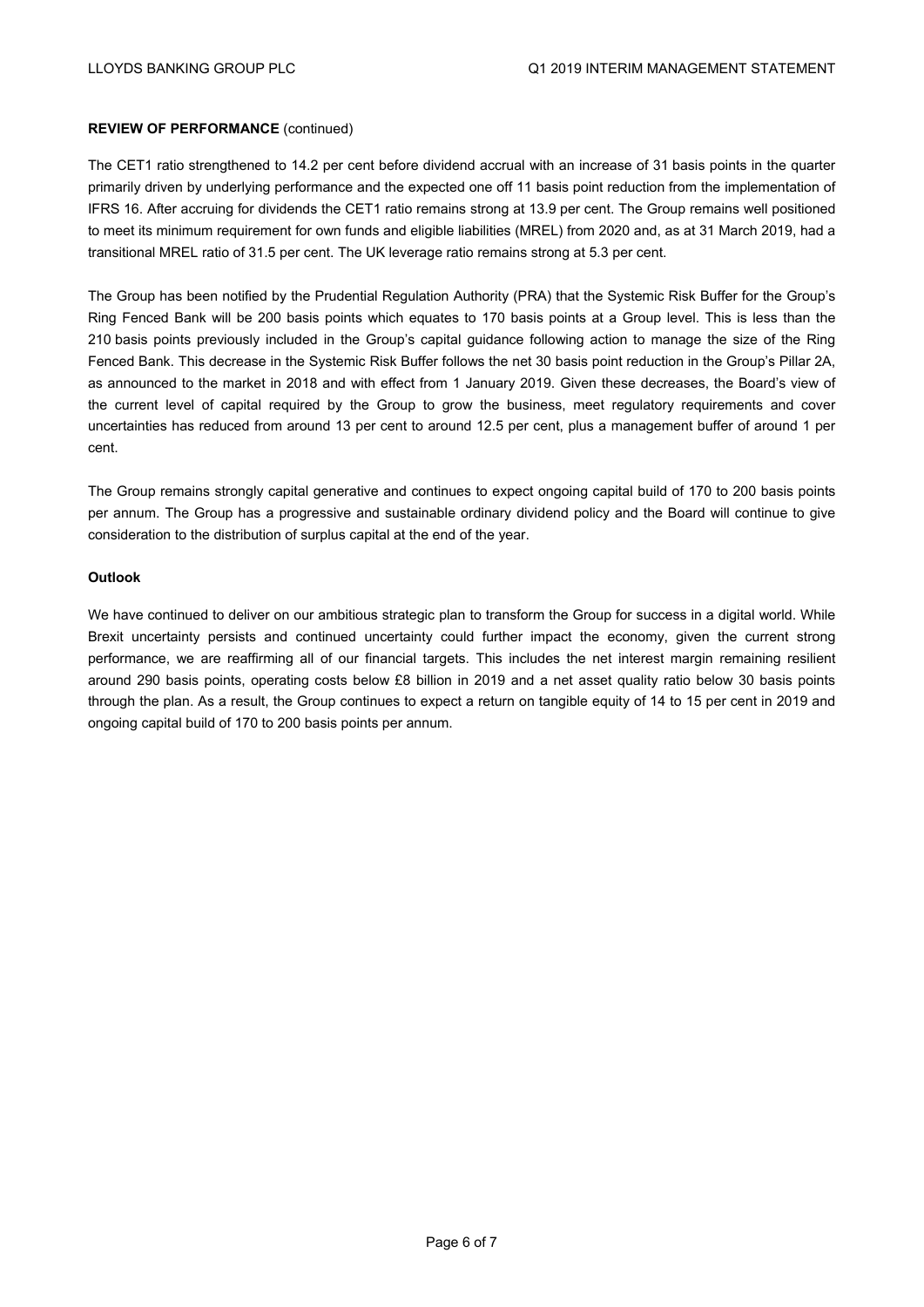**REVIEW OF PERFORMANCE** (continued)

The CET1 ratio strengthened to 14.2 per cent before dividend accrual with an increase of 31 basis points in the quarter primarily driven by underlying performance and the expected one off 11 basis point reduction from the implementation of IFRS 16. After accruing for dividends the CET1 ratio remains strong at 13.9 per cent. The Group remains well positioned to meet its minimum requirement for own funds and eligible liabilities (MREL) from 2020 and, as at 31 March 2019, had a transitional MREL ratio of 31.5 per cent. The UK leverage ratio remains strong at 5.3 per cent.

The Group has been notified by the Prudential Regulation Authority (PRA) that the Systemic Risk Buffer for the Group's Ring Fenced Bank will be 200 basis points which equates to 170 basis points at a Group level. This is less than the 210 basis points previously included in the Group's capital guidance following action to manage the size of the Ring Fenced Bank. This decrease in the Systemic Risk Buffer follows the net 30 basis point reduction in the Group's Pillar 2A, as announced to the market in 2018 and with effect from 1 January 2019. Given these decreases, the Board's view of the current level of capital required by the Group to grow the business, meet regulatory requirements and cover uncertainties has reduced from around 13 per cent to around 12.5 per cent, plus a management buffer of around 1 per cent.

The Group remains strongly capital generative and continues to expect ongoing capital build of 170 to 200 basis points per annum. The Group has a progressive and sustainable ordinary dividend policy and the Board will continue to give consideration to the distribution of surplus capital at the end of the year.

**Outlook**

We have continued to deliver on our ambitious strategic plan to transform the Group for success in a digital world. While Brexit uncertainty persists and continued uncertainty could further impact the economy, given the current strong performance, we are reaffirming all of our financial targets. This includes the net interest margin remaining resilient around 290 basis points, operating costs below £8 billion in 2019 and a net asset quality ratio below 30 basis points through the plan. As a result, the Group continues to expect a return on tangible equity of 14 to 15 per cent in 2019 and ongoing capital build of 170 to 200 basis points per annum.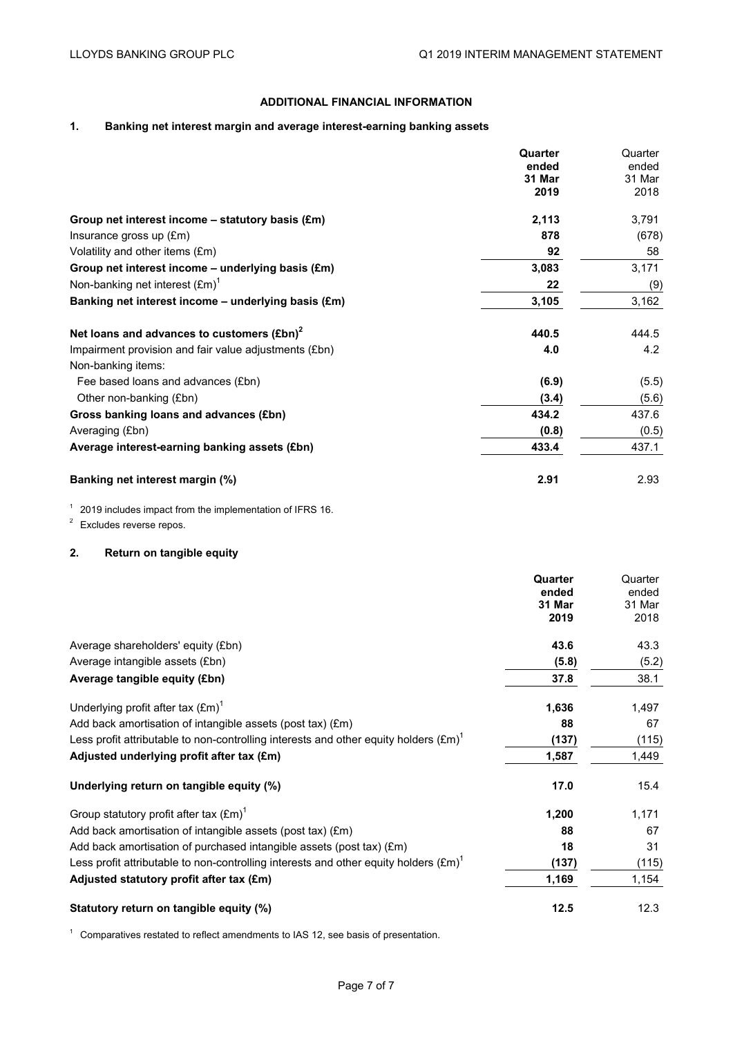## ADDITIONAL FINANCIAL INFORMATION

### 1. Banking net interest margin and average interest-earning banking assets

| | **Quarter ended 31 Mar 2019** | Quarter ended 31 Mar 2018 |
|---|---|---|
| **Group net interest income – statutory basis (£m)** | **2,113** | 3,791 |
| Insurance gross up (£m) | **878** | (678) |
| Volatility and other items (£m) | **92** | 58 |
| **Group net interest income – underlying basis (£m)** | **3,083** | 3,171 |
| Non-banking net interest (£m)[1] | **22** | (9) |
| **Banking net interest income – underlying basis (£m)** | **3,105** | 3,162 |
| | | |
| **Net loans and advances to customers (£bn)[2]** | **440.5** | 444.5 |
| Impairment provision and fair value adjustments (£bn) | **4.0** | 4.2 |
| Non-banking items: | | |
| Fee based loans and advances (£bn) | **(6.9)** | (5.5) |
| Other non-banking (£bn) | **(3.4)** | (5.6) |
| **Gross banking loans and advances (£bn)** | **434.2** | 437.6 |
| Averaging (£bn) | **(0.8)** | (0.5) |
| **Average interest-earning banking assets (£bn)** | **433.4** | 437.1 |
| | | |
| **Banking net interest margin (%)** | **2.91** | 2.93 |

[1] 2019 includes impact from the implementation of IFRS 16.

[2] Excludes reverse repos.

### 2. Return on tangible equity

| | **Quarter ended 31 Mar 2019** | Quarter ended 31 Mar 2018 |
|---|---|---|
| Average shareholders' equity (£bn) | **43.6** | 43.3 |
| Average intangible assets (£bn) | **(5.8)** | (5.2) |
| **Average tangible equity (£bn)** | **37.8** | 38.1 |
| | | |
| Underlying profit after tax (£m)[1] | **1,636** | 1,497 |
| Add back amortisation of intangible assets (post tax) (£m) | **88** | 67 |
| Less profit attributable to non-controlling interests and other equity holders (£m)[1] | **(137)** | (115) |
| **Adjusted underlying profit after tax (£m)** | **1,587** | 1,449 |
| | | |
| **Underlying return on tangible equity (%)** | **17.0** | 15.4 |
| | | |
| Group statutory profit after tax (£m)[1] | **1,200** | 1,171 |
| Add back amortisation of intangible assets (post tax) (£m) | **88** | 67 |
| Add back amortisation of purchased intangible assets (post tax) (£m) | **18** | 31 |
| Less profit attributable to non-controlling interests and other equity holders (£m)[1] | **(137)** | (115) |
| **Adjusted statutory profit after tax (£m)** | **1,169** | 1,154 |
| | | |
| **Statutory return on tangible equity (%)** | **12.5** | 12.3 |

[1] Comparatives restated to reflect amendments to IAS 12, see basis of presentation.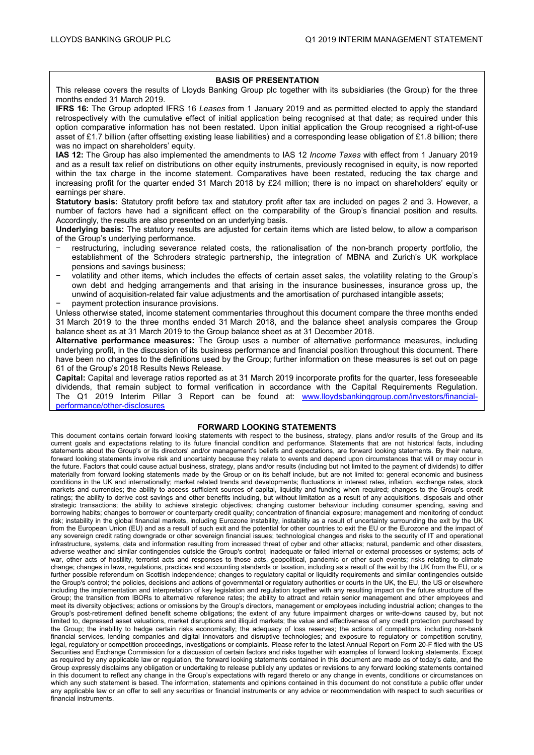## BASIS OF PRESENTATION

This release covers the results of Lloyds Banking Group plc together with its subsidiaries (the Group) for the three months ended 31 March 2019.

**IFRS 16:** The Group adopted IFRS 16 *Leases* from 1 January 2019 and as permitted elected to apply the standard retrospectively with the cumulative effect of initial application being recognised at that date; as required under this option comparative information has not been restated. Upon initial application the Group recognised a right-of-use asset of £1.7 billion (after offsetting existing lease liabilities) and a corresponding lease obligation of £1.8 billion; there was no impact on shareholders' equity.

**IAS 12:** The Group has also implemented the amendments to IAS 12 *Income Taxes* with effect from 1 January 2019 and as a result tax relief on distributions on other equity instruments, previously recognised in equity, is now reported within the tax charge in the income statement. Comparatives have been restated, reducing the tax charge and increasing profit for the quarter ended 31 March 2018 by £24 million; there is no impact on shareholders' equity or earnings per share.

**Statutory basis:** Statutory profit before tax and statutory profit after tax are included on pages 2 and 3. However, a number of factors have had a significant effect on the comparability of the Group's financial position and results. Accordingly, the results are also presented on an underlying basis.

**Underlying basis:** The statutory results are adjusted for certain items which are listed below, to allow a comparison of the Group's underlying performance.

- restructuring, including severance related costs, the rationalisation of the non-branch property portfolio, the establishment of the Schroders strategic partnership, the integration of MBNA and Zurich's UK workplace pensions and savings business;
- volatility and other items, which includes the effects of certain asset sales, the volatility relating to the Group's own debt and hedging arrangements and that arising in the insurance businesses, insurance gross up, the unwind of acquisition-related fair value adjustments and the amortisation of purchased intangible assets;
- payment protection insurance provisions.

Unless otherwise stated, income statement commentaries throughout this document compare the three months ended 31 March 2019 to the three months ended 31 March 2018, and the balance sheet analysis compares the Group balance sheet as at 31 March 2019 to the Group balance sheet as at 31 December 2018.

**Alternative performance measures:** The Group uses a number of alternative performance measures, including underlying profit, in the discussion of its business performance and financial position throughout this document. There have been no changes to the definitions used by the Group; further information on these measures is set out on page 61 of the Group's 2018 Results News Release.

**Capital:** Capital and leverage ratios reported as at 31 March 2019 incorporate profits for the quarter, less foreseeable dividends, that remain subject to formal verification in accordance with the Capital Requirements Regulation. The Q1 2019 Interim Pillar 3 Report can be found at: www.lloydsbankinggroup.com/investors/financial-performance/other-disclosures

## FORWARD LOOKING STATEMENTS

This document contains certain forward looking statements with respect to the business, strategy, plans and/or results of the Group and its current goals and expectations relating to its future financial condition and performance. Statements that are not historical facts, including statements about the Group's or its directors' and/or management's beliefs and expectations, are forward looking statements. By their nature, forward looking statements involve risk and uncertainty because they relate to events and depend upon circumstances that will or may occur in the future. Factors that could cause actual business, strategy, plans and/or results (including but not limited to the payment of dividends) to differ materially from forward looking statements made by the Group or on its behalf include, but are not limited to: general economic and business conditions in the UK and internationally; market related trends and developments; fluctuations in interest rates, inflation, exchange rates, stock markets and currencies; the ability to access sufficient sources of capital, liquidity and funding when required; changes to the Group's credit ratings; the ability to derive cost savings and other benefits including, but without limitation as a result of any acquisitions, disposals and other strategic transactions; the ability to achieve strategic objectives; changing customer behaviour including consumer spending, saving and borrowing habits; changes to borrower or counterparty credit quality; concentration of financial exposure; management and monitoring of conduct risk; instability in the global financial markets, including Eurozone instability, instability as a result of uncertainty surrounding the exit by the UK from the European Union (EU) and as a result of such exit and the potential for other countries to exit the EU or the Eurozone and the impact of any sovereign credit rating downgrade or other sovereign financial issues; technological changes and risks to the security of IT and operational infrastructure, systems, data and information resulting from increased threat of cyber and other attacks; natural, pandemic and other disasters, adverse weather and similar contingencies outside the Group's control; inadequate or failed internal or external processes or systems; acts of war, other acts of hostility, terrorist acts and responses to those acts, geopolitical, pandemic or other such events; risks relating to climate change; changes in laws, regulations, practices and accounting standards or taxation, including as a result of the exit by the UK from the EU, or a further possible referendum on Scottish independence; changes to regulatory capital or liquidity requirements and similar contingencies outside the Group's control; the policies, decisions and actions of governmental or regulatory authorities or courts in the UK, the EU, the US or elsewhere including the implementation and interpretation of key legislation and regulation together with any resulting impact on the future structure of the Group; the transition from IBORs to alternative reference rates; the ability to attract and retain senior management and other employees and meet its diversity objectives; actions or omissions by the Group's directors, management or employees including industrial action; changes to the Group's post-retirement defined benefit scheme obligations; the extent of any future impairment charges or write-downs caused by, but not limited to, depressed asset valuations, market disruptions and illiquid markets; the value and effectiveness of any credit protection purchased by the Group; the inability to hedge certain risks economically; the adequacy of loss reserves; the actions of competitors, including non-bank financial services, lending companies and digital innovators and disruptive technologies; and exposure to regulatory or competition scrutiny, legal, regulatory or competition proceedings, investigations or complaints. Please refer to the latest Annual Report on Form 20-F filed with the US Securities and Exchange Commission for a discussion of certain factors and risks together with examples of forward looking statements. Except as required by any applicable law or regulation, the forward looking statements contained in this document are made as of today's date, and the Group expressly disclaims any obligation or undertaking to release publicly any updates or revisions to any forward looking statements contained in this document to reflect any change in the Group's expectations with regard thereto or any change in events, conditions or circumstances on which any such statement is based. The information, statements and opinions contained in this document do not constitute a public offer under any applicable law or an offer to sell any securities or financial instruments or any advice or recommendation with respect to such securities or financial instruments.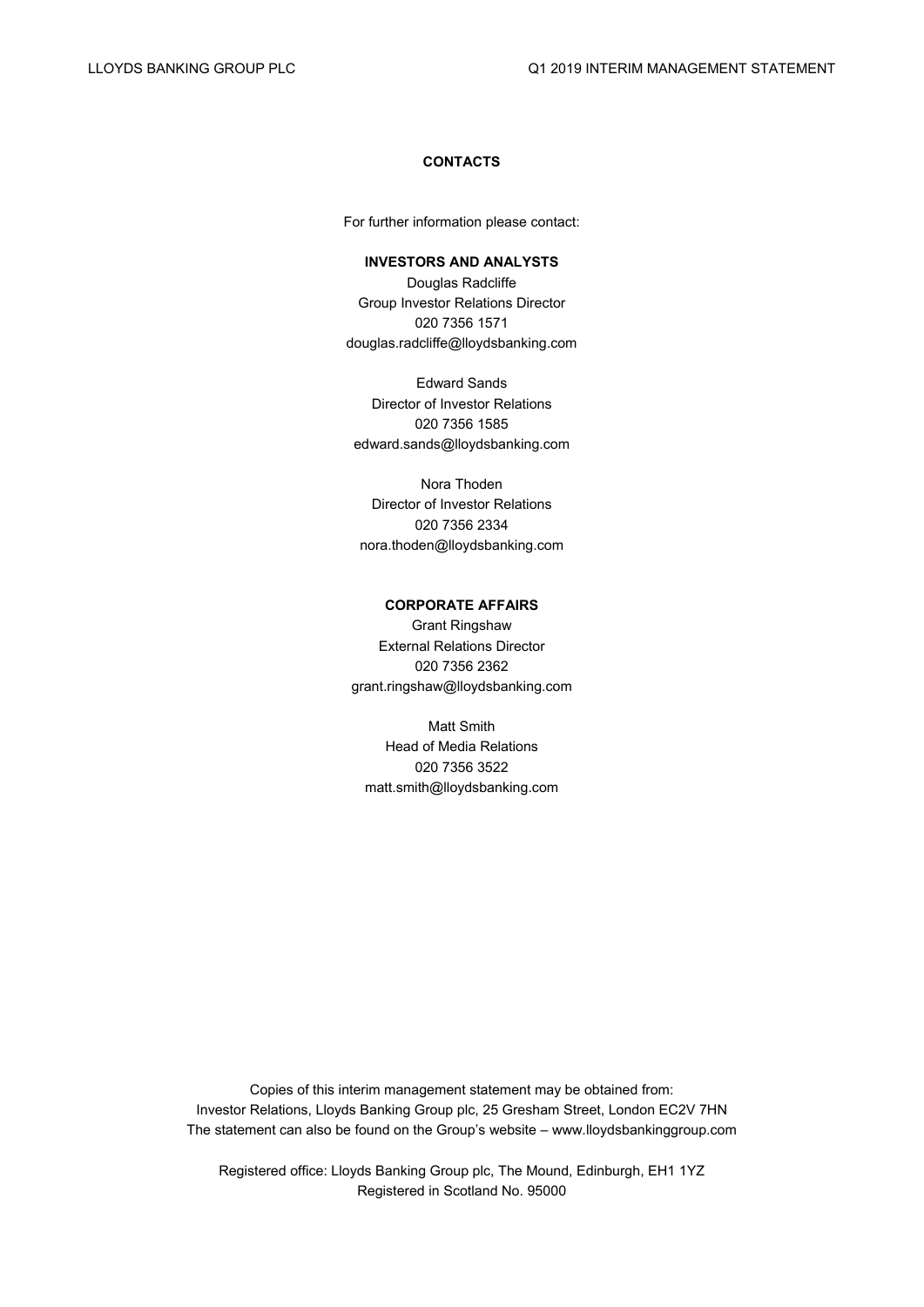## CONTACTS

For further information please contact:

**INVESTORS AND ANALYSTS**

Douglas Radcliffe
Group Investor Relations Director
020 7356 1571
douglas.radcliffe@lloydsbanking.com

Edward Sands
Director of Investor Relations
020 7356 1585
edward.sands@lloydsbanking.com

Nora Thoden
Director of Investor Relations
020 7356 2334
nora.thoden@lloydsbanking.com

**CORPORATE AFFAIRS**

Grant Ringshaw
External Relations Director
020 7356 2362
grant.ringshaw@lloydsbanking.com

Matt Smith
Head of Media Relations
020 7356 3522
matt.smith@lloydsbanking.com

Copies of this interim management statement may be obtained from:
Investor Relations, Lloyds Banking Group plc, 25 Gresham Street, London EC2V 7HN
The statement can also be found on the Group's website – www.lloydsbankinggroup.com

Registered office: Lloyds Banking Group plc, The Mound, Edinburgh, EH1 1YZ
Registered in Scotland No. 95000